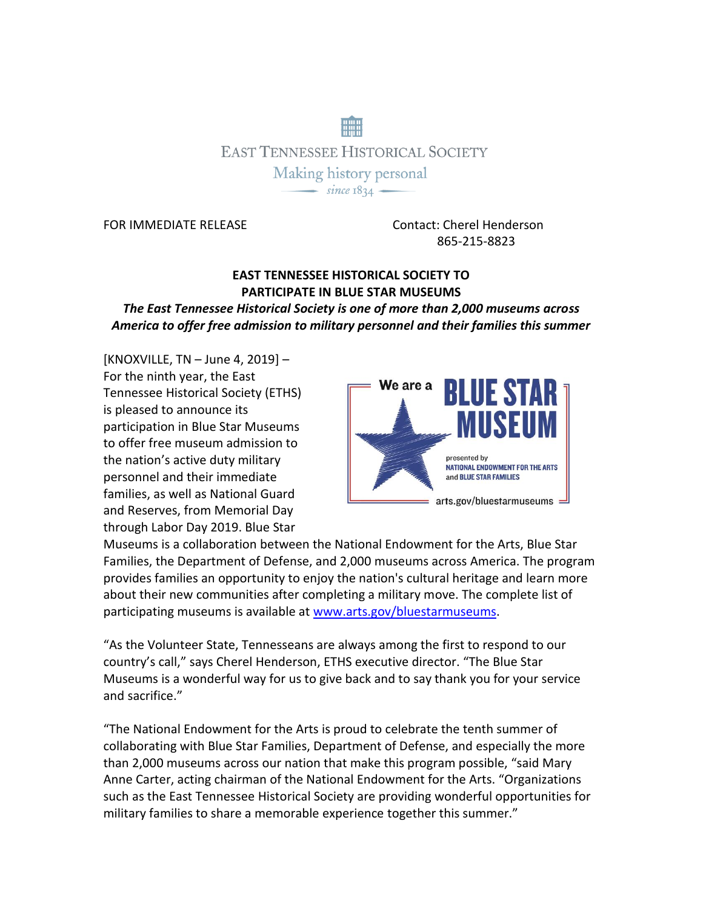EAST TENNESSEE HISTORICAL SOCIETY

Making history personal

since 1834

FOR IMMEDIATE RELEASE

Contact: Cherel Henderson
865-215-8823

**EAST TENNESSEE HISTORICAL SOCIETY TO PARTICIPATE IN BLUE STAR MUSEUMS**

***The East Tennessee Historical Society is one of more than 2,000 museums across America to offer free admission to military personnel and their families this summer***

[KNOXVILLE, TN – June 4, 2019] – For the ninth year, the East Tennessee Historical Society (ETHS) is pleased to announce its participation in Blue Star Museums to offer free museum admission to the nation's active duty military personnel and their immediate families, as well as National Guard and Reserves, from Memorial Day through Labor Day 2019. Blue Star Museums is a collaboration between the National Endowment for the Arts, Blue Star Families, the Department of Defense, and 2,000 museums across America. The program provides families an opportunity to enjoy the nation's cultural heritage and learn more about their new communities after completing a military move. The complete list of participating museums is available at www.arts.gov/bluestarmuseums.

We are a BLUE STAR MUSEUM
presented by NATIONAL ENDOWMENT FOR THE ARTS and BLUE STAR FAMILIES
arts.gov/bluestarmuseums

"As the Volunteer State, Tennesseans are always among the first to respond to our country's call," says Cherel Henderson, ETHS executive director. "The Blue Star Museums is a wonderful way for us to give back and to say thank you for your service and sacrifice."

"The National Endowment for the Arts is proud to celebrate the tenth summer of collaborating with Blue Star Families, Department of Defense, and especially the more than 2,000 museums across our nation that make this program possible, "said Mary Anne Carter, acting chairman of the National Endowment for the Arts. "Organizations such as the East Tennessee Historical Society are providing wonderful opportunities for military families to share a memorable experience together this summer."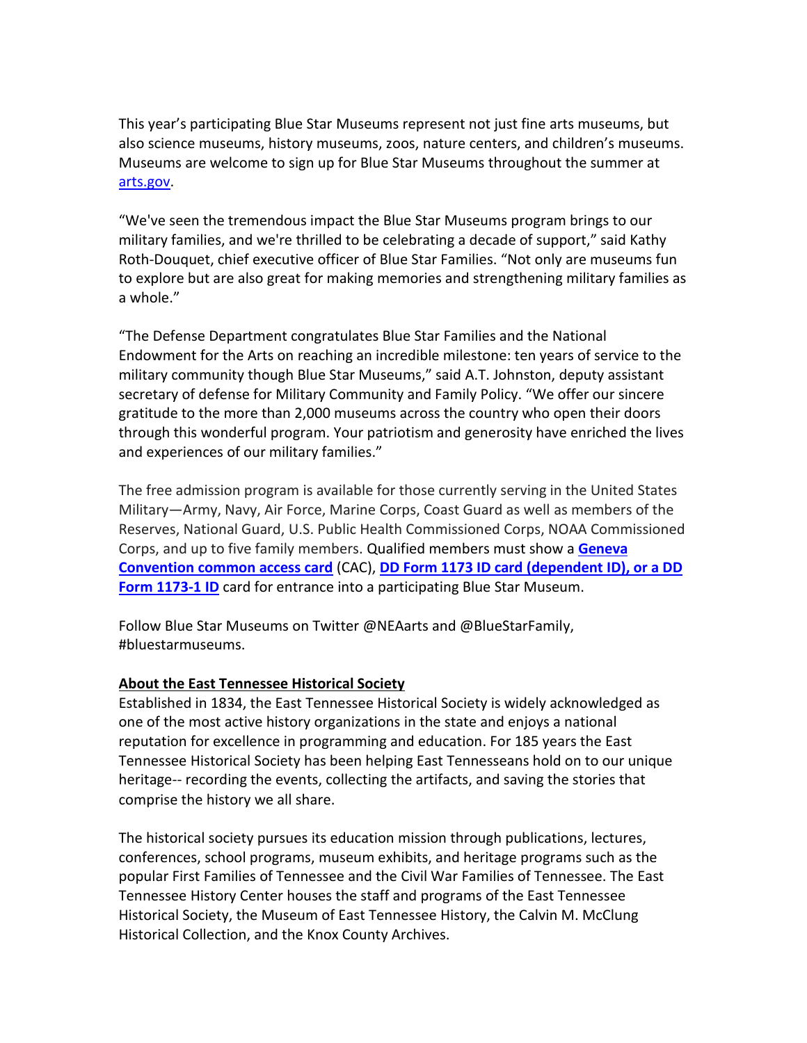This year's participating Blue Star Museums represent not just fine arts museums, but also science museums, history museums, zoos, nature centers, and children's museums. Museums are welcome to sign up for Blue Star Museums throughout the summer at [arts.gov](arts.gov).

"We've seen the tremendous impact the Blue Star Museums program brings to our military families, and we're thrilled to be celebrating a decade of support," said Kathy Roth-Douquet, chief executive officer of Blue Star Families. "Not only are museums fun to explore but are also great for making memories and strengthening military families as a whole."

"The Defense Department congratulates Blue Star Families and the National Endowment for the Arts on reaching an incredible milestone: ten years of service to the military community though Blue Star Museums," said A.T. Johnston, deputy assistant secretary of defense for Military Community and Family Policy. "We offer our sincere gratitude to the more than 2,000 museums across the country who open their doors through this wonderful program. Your patriotism and generosity have enriched the lives and experiences of our military families."

The free admission program is available for those currently serving in the United States Military—Army, Navy, Air Force, Marine Corps, Coast Guard as well as members of the Reserves, National Guard, U.S. Public Health Commissioned Corps, NOAA Commissioned Corps, and up to five family members. Qualified members must show a **Geneva Convention common access card** (CAC), **DD Form 1173 ID card (dependent ID), or a DD Form 1173-1 ID** card for entrance into a participating Blue Star Museum.

Follow Blue Star Museums on Twitter @NEAarts and @BlueStarFamily, #bluestarmuseums.

**About the East Tennessee Historical Society**

Established in 1834, the East Tennessee Historical Society is widely acknowledged as one of the most active history organizations in the state and enjoys a national reputation for excellence in programming and education. For 185 years the East Tennessee Historical Society has been helping East Tennesseans hold on to our unique heritage-- recording the events, collecting the artifacts, and saving the stories that comprise the history we all share.

The historical society pursues its education mission through publications, lectures, conferences, school programs, museum exhibits, and heritage programs such as the popular First Families of Tennessee and the Civil War Families of Tennessee. The East Tennessee History Center houses the staff and programs of the East Tennessee Historical Society, the Museum of East Tennessee History, the Calvin M. McClung Historical Collection, and the Knox County Archives.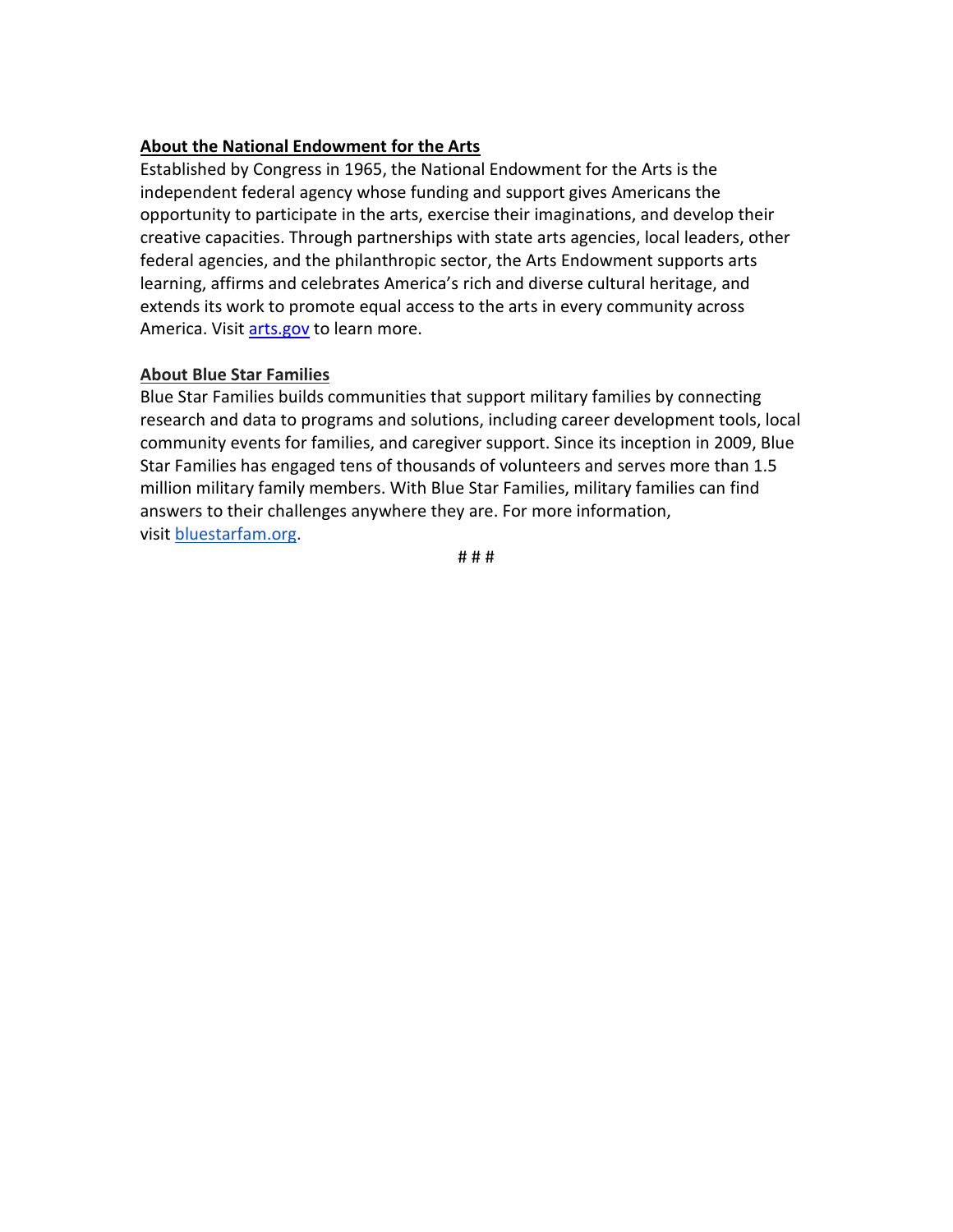**About the National Endowment for the Arts**

Established by Congress in 1965, the National Endowment for the Arts is the independent federal agency whose funding and support gives Americans the opportunity to participate in the arts, exercise their imaginations, and develop their creative capacities. Through partnerships with state arts agencies, local leaders, other federal agencies, and the philanthropic sector, the Arts Endowment supports arts learning, affirms and celebrates America's rich and diverse cultural heritage, and extends its work to promote equal access to the arts in every community across America. Visit [arts.gov](arts.gov) to learn more.

**About Blue Star Families**

Blue Star Families builds communities that support military families by connecting research and data to programs and solutions, including career development tools, local community events for families, and caregiver support. Since its inception in 2009, Blue Star Families has engaged tens of thousands of volunteers and serves more than 1.5 million military family members. With Blue Star Families, military families can find answers to their challenges anywhere they are. For more information, visit [bluestarfam.org](bluestarfam.org).

# # #